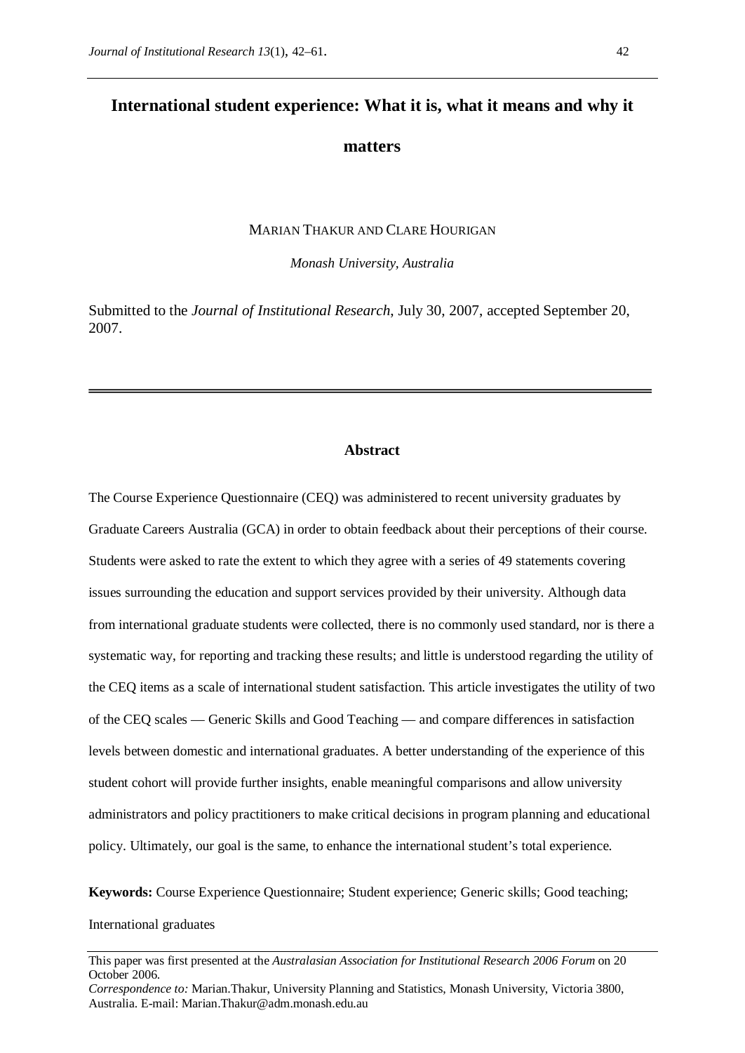# International student experience: What it is, what it means and why it matters

MARIAN THAKUR AND CLARE HOURIGAN

*Monash University, Australia*

Submitted to the *Journal of Institutional Research*, July 30, 2007, accepted September 20, 2007.

## Abstract

The Course Experience Questionnaire (CEQ) was administered to recent university graduates by Graduate Careers Australia (GCA) in order to obtain feedback about their perceptions of their course. Students were asked to rate the extent to which they agree with a series of 49 statements covering issues surrounding the education and support services provided by their university. Although data from international graduate students were collected, there is no commonly used standard, nor is there a systematic way, for reporting and tracking these results; and little is understood regarding the utility of the CEQ items as a scale of international student satisfaction. This article investigates the utility of two of the CEQ scales — Generic Skills and Good Teaching — and compare differences in satisfaction levels between domestic and international graduates. A better understanding of the experience of this student cohort will provide further insights, enable meaningful comparisons and allow university administrators and policy practitioners to make critical decisions in program planning and educational policy. Ultimately, our goal is the same, to enhance the international student's total experience.

**Keywords:** Course Experience Questionnaire; Student experience; Generic skills; Good teaching; International graduates

This paper was first presented at the *Australasian Association for Institutional Research 2006 Forum* on 20 October 2006.

*Correspondence to:* Marian.Thakur, University Planning and Statistics, Monash University, Victoria 3800, Australia. E-mail: Marian.Thakur@adm.monash.edu.au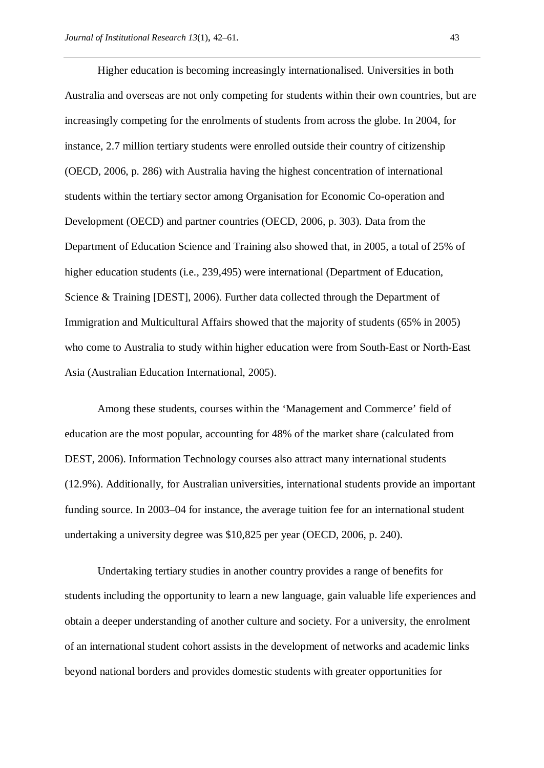Higher education is becoming increasingly internationalised. Universities in both Australia and overseas are not only competing for students within their own countries, but are increasingly competing for the enrolments of students from across the globe. In 2004, for instance, 2.7 million tertiary students were enrolled outside their country of citizenship (OECD, 2006, p. 286) with Australia having the highest concentration of international students within the tertiary sector among Organisation for Economic Co-operation and Development (OECD) and partner countries (OECD, 2006, p. 303). Data from the Department of Education Science and Training also showed that, in 2005, a total of 25% of higher education students (i.e., 239,495) were international (Department of Education, Science & Training [DEST], 2006). Further data collected through the Department of Immigration and Multicultural Affairs showed that the majority of students (65% in 2005) who come to Australia to study within higher education were from South-East or North-East Asia (Australian Education International, 2005).

Among these students, courses within the 'Management and Commerce' field of education are the most popular, accounting for 48% of the market share (calculated from DEST, 2006). Information Technology courses also attract many international students (12.9%). Additionally, for Australian universities, international students provide an important funding source. In 2003–04 for instance, the average tuition fee for an international student undertaking a university degree was $10,825 per year (OECD, 2006, p. 240).

Undertaking tertiary studies in another country provides a range of benefits for students including the opportunity to learn a new language, gain valuable life experiences and obtain a deeper understanding of another culture and society. For a university, the enrolment of an international student cohort assists in the development of networks and academic links beyond national borders and provides domestic students with greater opportunities for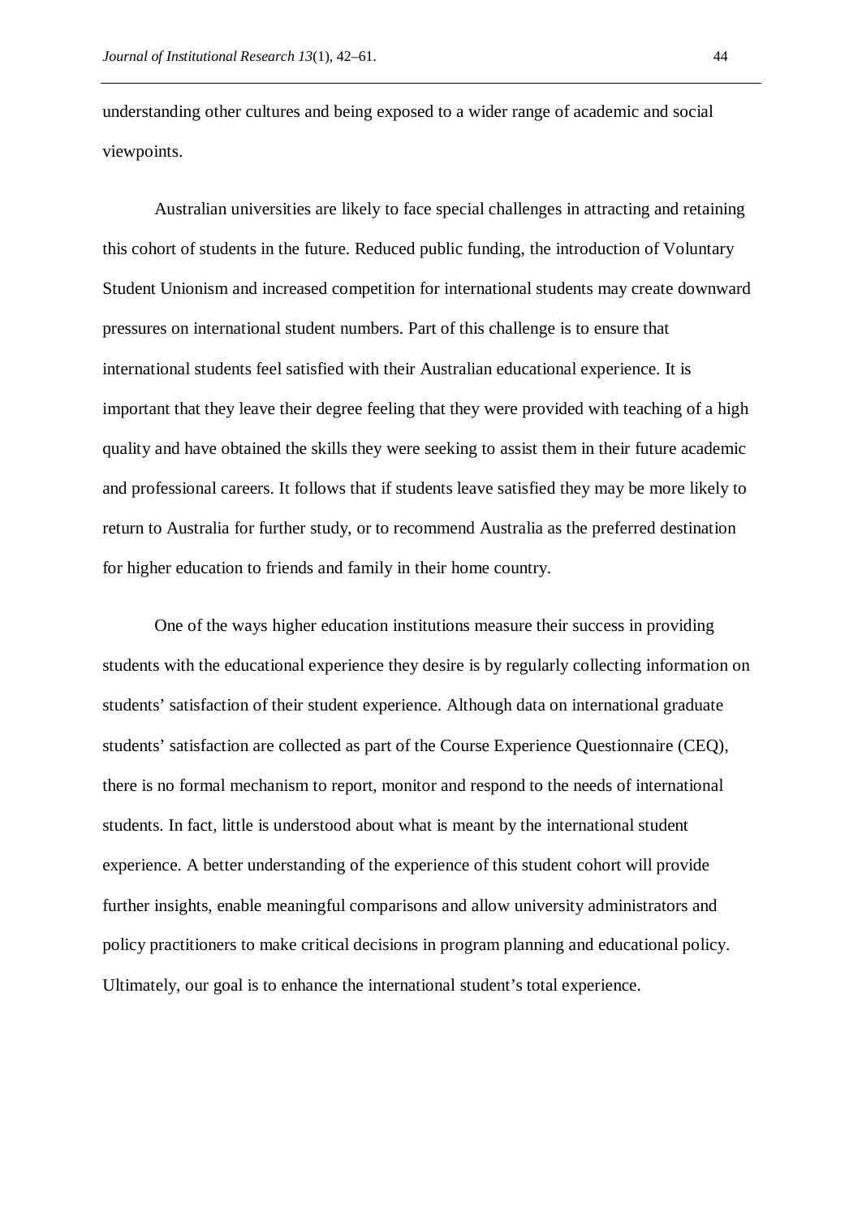understanding other cultures and being exposed to a wider range of academic and social viewpoints.

Australian universities are likely to face special challenges in attracting and retaining this cohort of students in the future. Reduced public funding, the introduction of Voluntary Student Unionism and increased competition for international students may create downward pressures on international student numbers. Part of this challenge is to ensure that international students feel satisfied with their Australian educational experience. It is important that they leave their degree feeling that they were provided with teaching of a high quality and have obtained the skills they were seeking to assist them in their future academic and professional careers. It follows that if students leave satisfied they may be more likely to return to Australia for further study, or to recommend Australia as the preferred destination for higher education to friends and family in their home country.

One of the ways higher education institutions measure their success in providing students with the educational experience they desire is by regularly collecting information on students' satisfaction of their student experience. Although data on international graduate students' satisfaction are collected as part of the Course Experience Questionnaire (CEQ), there is no formal mechanism to report, monitor and respond to the needs of international students. In fact, little is understood about what is meant by the international student experience. A better understanding of the experience of this student cohort will provide further insights, enable meaningful comparisons and allow university administrators and policy practitioners to make critical decisions in program planning and educational policy. Ultimately, our goal is to enhance the international student's total experience.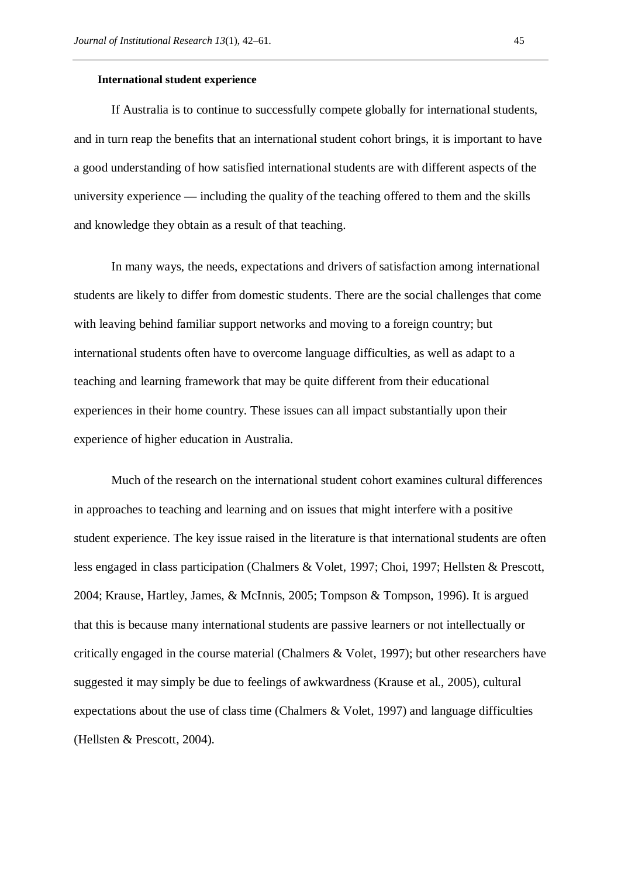**International student experience**

If Australia is to continue to successfully compete globally for international students, and in turn reap the benefits that an international student cohort brings, it is important to have a good understanding of how satisfied international students are with different aspects of the university experience — including the quality of the teaching offered to them and the skills and knowledge they obtain as a result of that teaching.

In many ways, the needs, expectations and drivers of satisfaction among international students are likely to differ from domestic students. There are the social challenges that come with leaving behind familiar support networks and moving to a foreign country; but international students often have to overcome language difficulties, as well as adapt to a teaching and learning framework that may be quite different from their educational experiences in their home country. These issues can all impact substantially upon their experience of higher education in Australia.

Much of the research on the international student cohort examines cultural differences in approaches to teaching and learning and on issues that might interfere with a positive student experience. The key issue raised in the literature is that international students are often less engaged in class participation (Chalmers & Volet, 1997; Choi, 1997; Hellsten & Prescott, 2004; Krause, Hartley, James, & McInnis, 2005; Tompson & Tompson, 1996). It is argued that this is because many international students are passive learners or not intellectually or critically engaged in the course material (Chalmers & Volet, 1997); but other researchers have suggested it may simply be due to feelings of awkwardness (Krause et al., 2005), cultural expectations about the use of class time (Chalmers & Volet, 1997) and language difficulties (Hellsten & Prescott, 2004).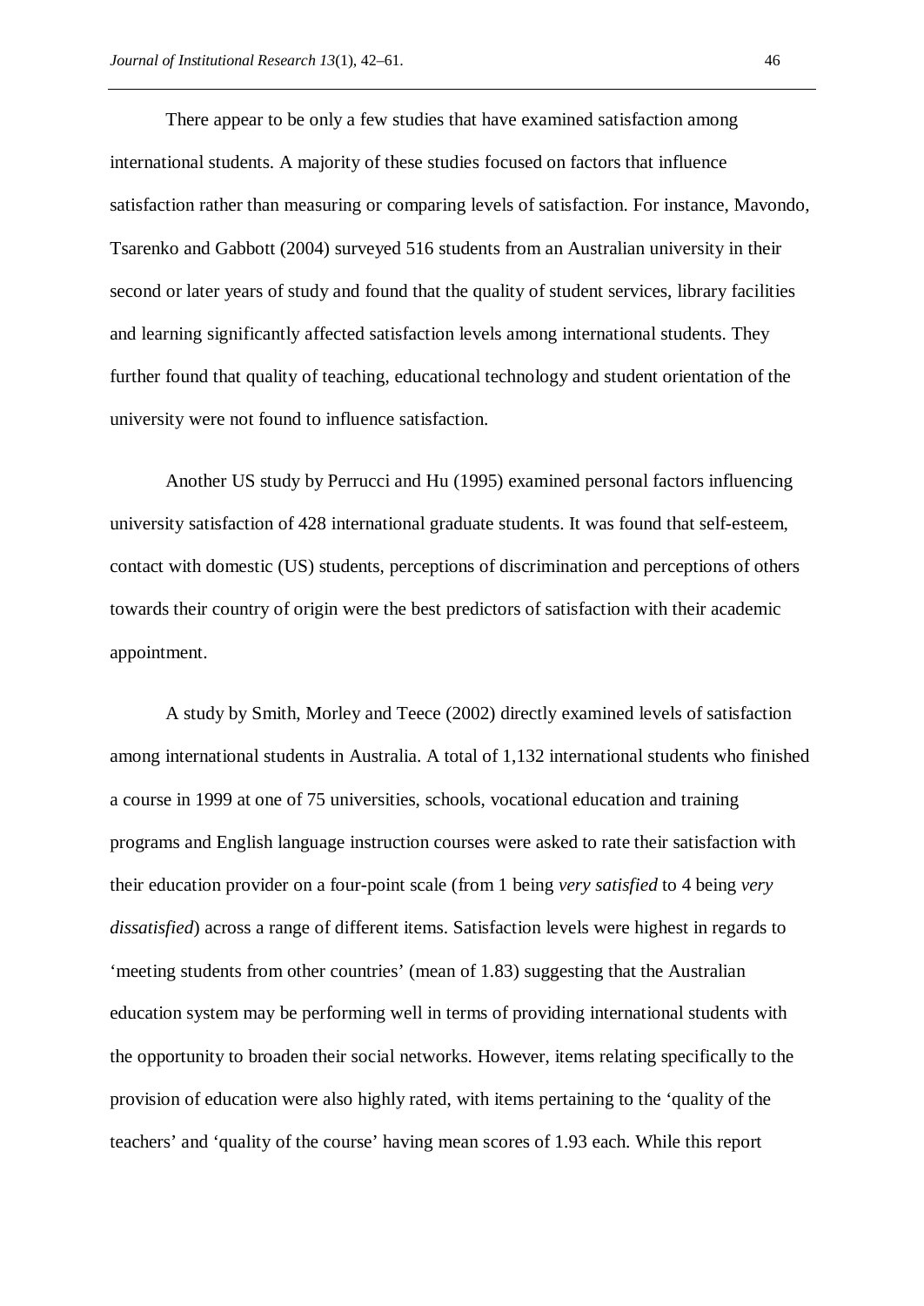There appear to be only a few studies that have examined satisfaction among international students. A majority of these studies focused on factors that influence satisfaction rather than measuring or comparing levels of satisfaction. For instance, Mavondo, Tsarenko and Gabbott (2004) surveyed 516 students from an Australian university in their second or later years of study and found that the quality of student services, library facilities and learning significantly affected satisfaction levels among international students. They further found that quality of teaching, educational technology and student orientation of the university were not found to influence satisfaction.

Another US study by Perrucci and Hu (1995) examined personal factors influencing university satisfaction of 428 international graduate students. It was found that self-esteem, contact with domestic (US) students, perceptions of discrimination and perceptions of others towards their country of origin were the best predictors of satisfaction with their academic appointment.

A study by Smith, Morley and Teece (2002) directly examined levels of satisfaction among international students in Australia. A total of 1,132 international students who finished a course in 1999 at one of 75 universities, schools, vocational education and training programs and English language instruction courses were asked to rate their satisfaction with their education provider on a four-point scale (from 1 being *very satisfied* to 4 being *very dissatisfied*) across a range of different items. Satisfaction levels were highest in regards to 'meeting students from other countries' (mean of 1.83) suggesting that the Australian education system may be performing well in terms of providing international students with the opportunity to broaden their social networks. However, items relating specifically to the provision of education were also highly rated, with items pertaining to the 'quality of the teachers' and 'quality of the course' having mean scores of 1.93 each. While this report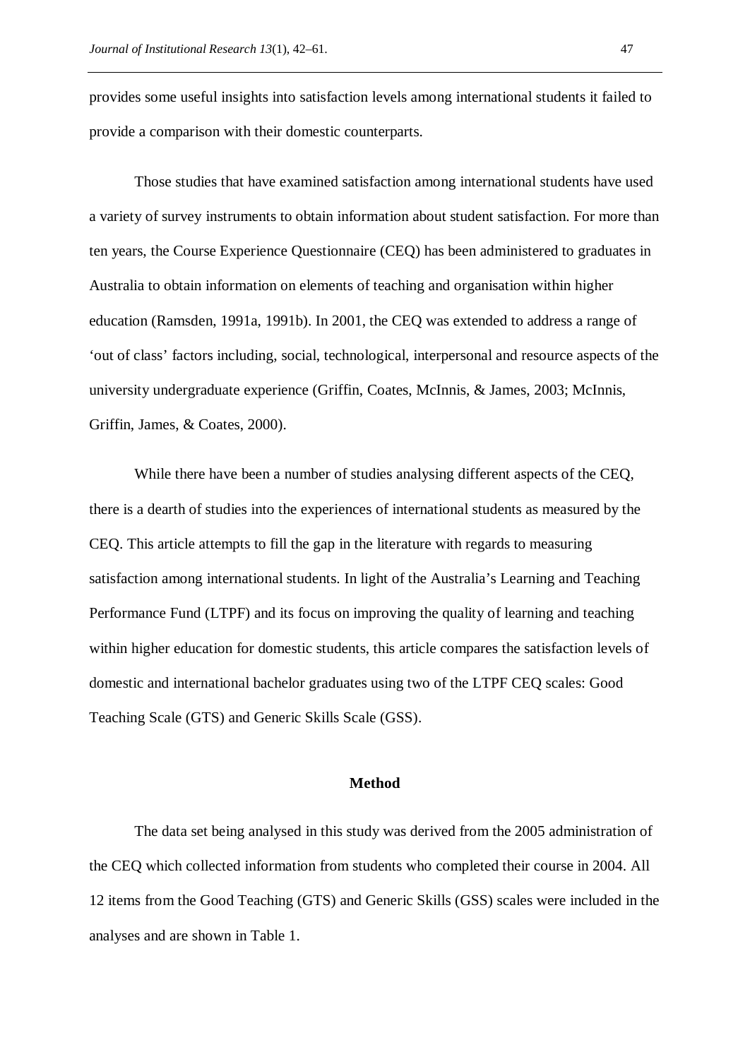provides some useful insights into satisfaction levels among international students it failed to provide a comparison with their domestic counterparts.

Those studies that have examined satisfaction among international students have used a variety of survey instruments to obtain information about student satisfaction. For more than ten years, the Course Experience Questionnaire (CEQ) has been administered to graduates in Australia to obtain information on elements of teaching and organisation within higher education (Ramsden, 1991a, 1991b). In 2001, the CEQ was extended to address a range of 'out of class' factors including, social, technological, interpersonal and resource aspects of the university undergraduate experience (Griffin, Coates, McInnis, & James, 2003; McInnis, Griffin, James, & Coates, 2000).

While there have been a number of studies analysing different aspects of the CEQ, there is a dearth of studies into the experiences of international students as measured by the CEQ. This article attempts to fill the gap in the literature with regards to measuring satisfaction among international students. In light of the Australia's Learning and Teaching Performance Fund (LTPF) and its focus on improving the quality of learning and teaching within higher education for domestic students, this article compares the satisfaction levels of domestic and international bachelor graduates using two of the LTPF CEQ scales: Good Teaching Scale (GTS) and Generic Skills Scale (GSS).

## Method

The data set being analysed in this study was derived from the 2005 administration of the CEQ which collected information from students who completed their course in 2004. All 12 items from the Good Teaching (GTS) and Generic Skills (GSS) scales were included in the analyses and are shown in Table 1.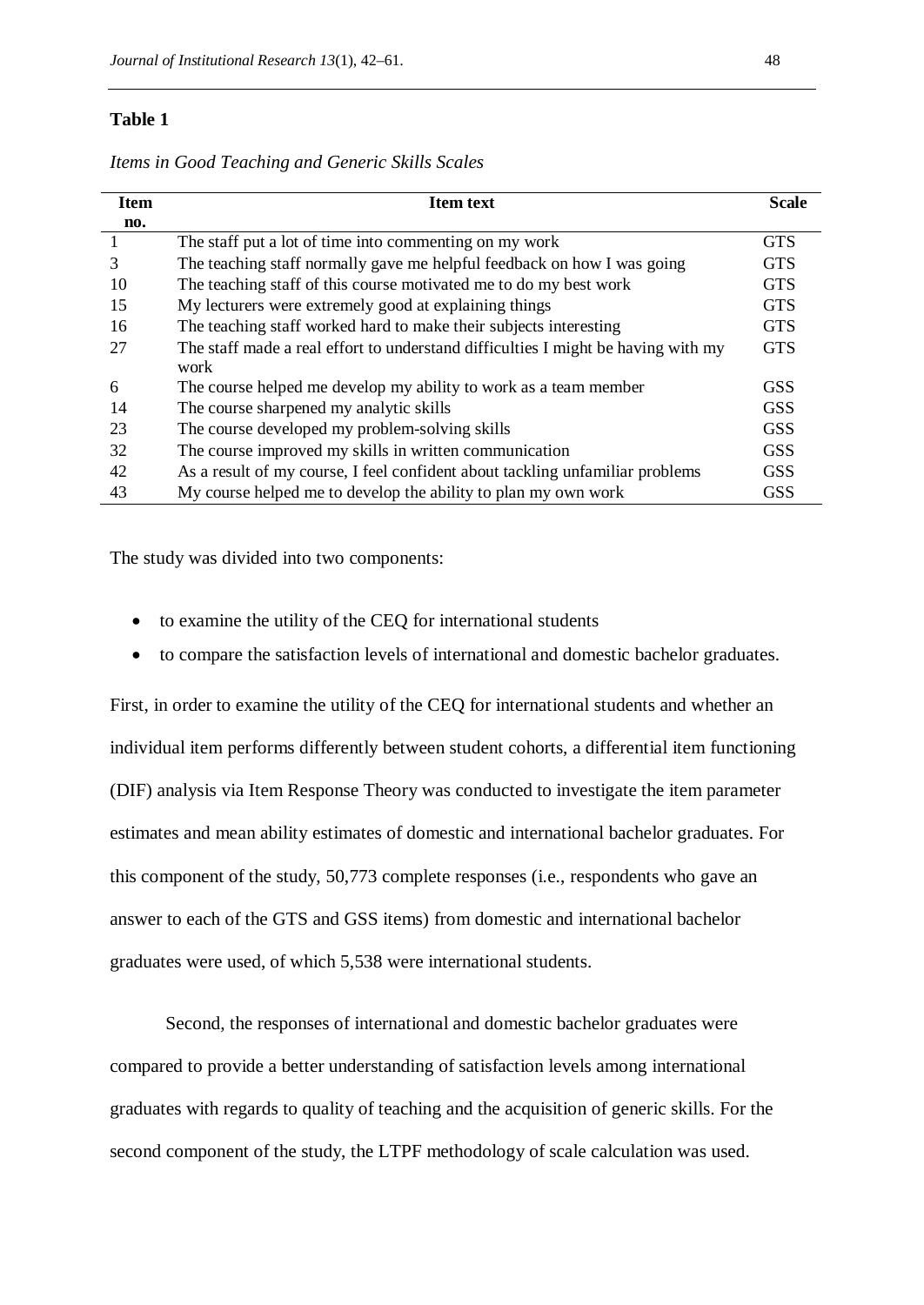**Table 1**

*Items in Good Teaching and Generic Skills Scales*

| Item no. | Item text | Scale |
|---|---|---|
| 1 | The staff put a lot of time into commenting on my work | GTS |
| 3 | The teaching staff normally gave me helpful feedback on how I was going | GTS |
| 10 | The teaching staff of this course motivated me to do my best work | GTS |
| 15 | My lecturers were extremely good at explaining things | GTS |
| 16 | The teaching staff worked hard to make their subjects interesting | GTS |
| 27 | The staff made a real effort to understand difficulties I might be having with my work | GTS |
| 6 | The course helped me develop my ability to work as a team member | GSS |
| 14 | The course sharpened my analytic skills | GSS |
| 23 | The course developed my problem-solving skills | GSS |
| 32 | The course improved my skills in written communication | GSS |
| 42 | As a result of my course, I feel confident about tackling unfamiliar problems | GSS |
| 43 | My course helped me to develop the ability to plan my own work | GSS |

The study was divided into two components:

- to examine the utility of the CEQ for international students
- to compare the satisfaction levels of international and domestic bachelor graduates.

First, in order to examine the utility of the CEQ for international students and whether an individual item performs differently between student cohorts, a differential item functioning (DIF) analysis via Item Response Theory was conducted to investigate the item parameter estimates and mean ability estimates of domestic and international bachelor graduates. For this component of the study, 50,773 complete responses (i.e., respondents who gave an answer to each of the GTS and GSS items) from domestic and international bachelor graduates were used, of which 5,538 were international students.

Second, the responses of international and domestic bachelor graduates were compared to provide a better understanding of satisfaction levels among international graduates with regards to quality of teaching and the acquisition of generic skills. For the second component of the study, the LTPF methodology of scale calculation was used.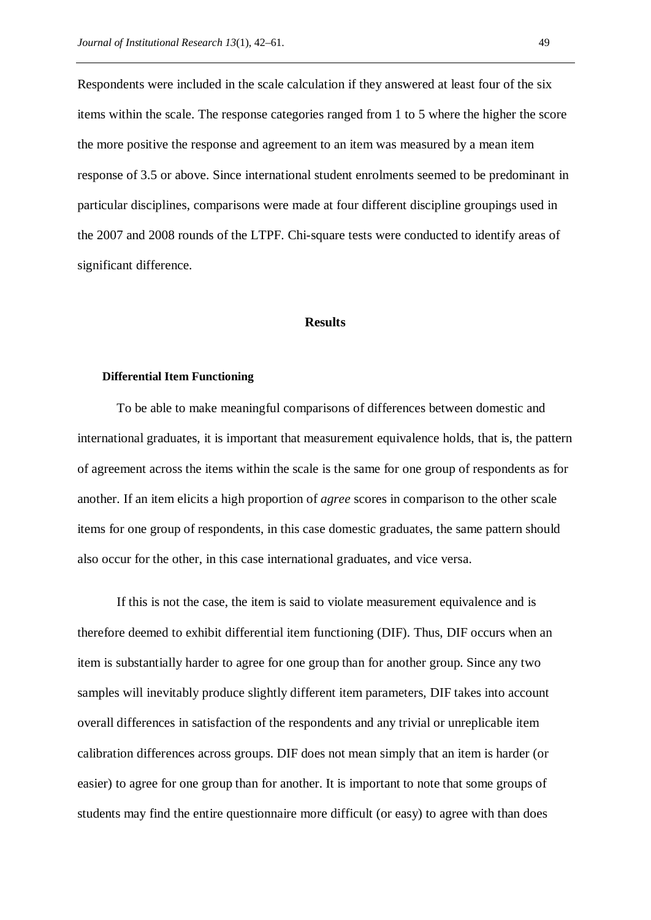Respondents were included in the scale calculation if they answered at least four of the six items within the scale. The response categories ranged from 1 to 5 where the higher the score the more positive the response and agreement to an item was measured by a mean item response of 3.5 or above. Since international student enrolments seemed to be predominant in particular disciplines, comparisons were made at four different discipline groupings used in the 2007 and 2008 rounds of the LTPF. Chi-square tests were conducted to identify areas of significant difference.

## Results

### Differential Item Functioning

To be able to make meaningful comparisons of differences between domestic and international graduates, it is important that measurement equivalence holds, that is, the pattern of agreement across the items within the scale is the same for one group of respondents as for another. If an item elicits a high proportion of *agree* scores in comparison to the other scale items for one group of respondents, in this case domestic graduates, the same pattern should also occur for the other, in this case international graduates, and vice versa.

If this is not the case, the item is said to violate measurement equivalence and is therefore deemed to exhibit differential item functioning (DIF). Thus, DIF occurs when an item is substantially harder to agree for one group than for another group. Since any two samples will inevitably produce slightly different item parameters, DIF takes into account overall differences in satisfaction of the respondents and any trivial or unreplicable item calibration differences across groups. DIF does not mean simply that an item is harder (or easier) to agree for one group than for another. It is important to note that some groups of students may find the entire questionnaire more difficult (or easy) to agree with than does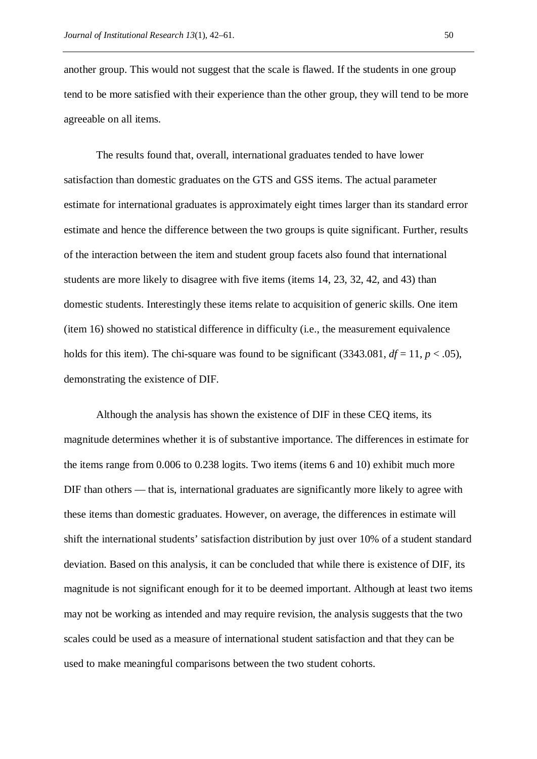another group. This would not suggest that the scale is flawed. If the students in one group tend to be more satisfied with their experience than the other group, they will tend to be more agreeable on all items.

The results found that, overall, international graduates tended to have lower satisfaction than domestic graduates on the GTS and GSS items. The actual parameter estimate for international graduates is approximately eight times larger than its standard error estimate and hence the difference between the two groups is quite significant. Further, results of the interaction between the item and student group facets also found that international students are more likely to disagree with five items (items 14, 23, 32, 42, and 43) than domestic students. Interestingly these items relate to acquisition of generic skills. One item (item 16) showed no statistical difference in difficulty (i.e., the measurement equivalence holds for this item). The chi-square was found to be significant (3343.081, $df = 11$, $p < .05$), demonstrating the existence of DIF.

Although the analysis has shown the existence of DIF in these CEQ items, its magnitude determines whether it is of substantive importance. The differences in estimate for the items range from 0.006 to 0.238 logits. Two items (items 6 and 10) exhibit much more DIF than others — that is, international graduates are significantly more likely to agree with these items than domestic graduates. However, on average, the differences in estimate will shift the international students' satisfaction distribution by just over 10% of a student standard deviation. Based on this analysis, it can be concluded that while there is existence of DIF, its magnitude is not significant enough for it to be deemed important. Although at least two items may not be working as intended and may require revision, the analysis suggests that the two scales could be used as a measure of international student satisfaction and that they can be used to make meaningful comparisons between the two student cohorts.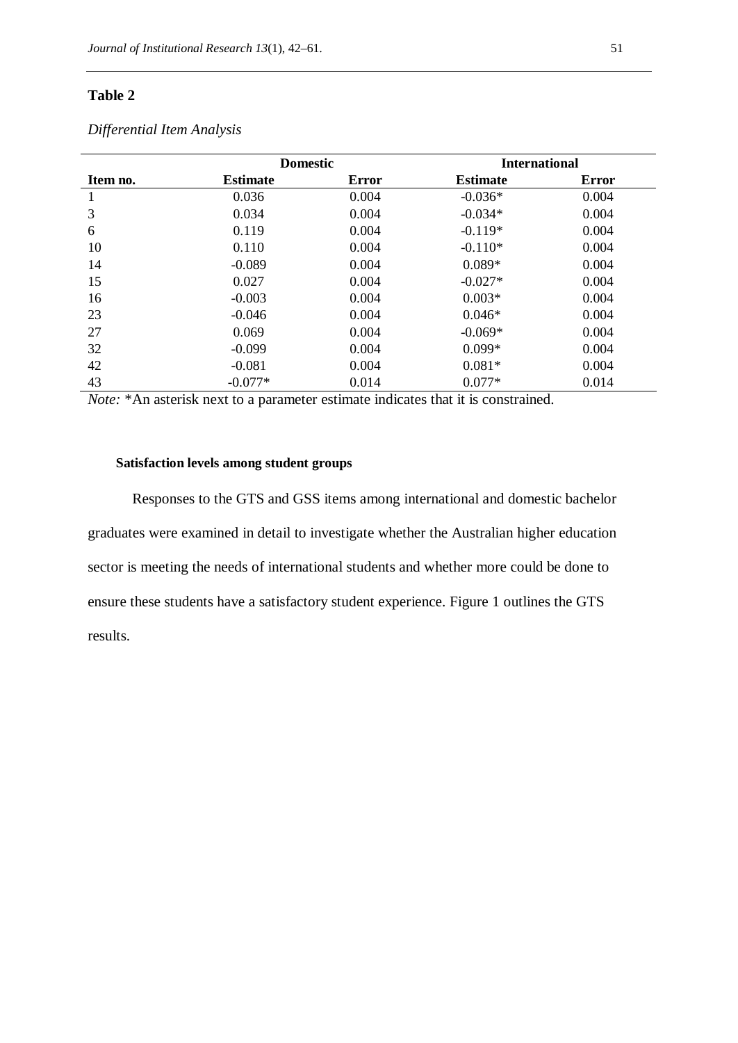**Table 2**

*Differential Item Analysis*

| | Domestic | | International | |
|---|---|---|---|---|
| **Item no.** | **Estimate** | **Error** | **Estimate** | **Error** |
| 1 | 0.036 | 0.004 | -0.036* | 0.004 |
| 3 | 0.034 | 0.004 | -0.034* | 0.004 |
| 6 | 0.119 | 0.004 | -0.119* | 0.004 |
| 10 | 0.110 | 0.004 | -0.110* | 0.004 |
| 14 | -0.089 | 0.004 | 0.089* | 0.004 |
| 15 | 0.027 | 0.004 | -0.027* | 0.004 |
| 16 | -0.003 | 0.004 | 0.003* | 0.004 |
| 23 | -0.046 | 0.004 | 0.046* | 0.004 |
| 27 | 0.069 | 0.004 | -0.069* | 0.004 |
| 32 | -0.099 | 0.004 | 0.099* | 0.004 |
| 42 | -0.081 | 0.004 | 0.081* | 0.004 |
| 43 | -0.077* | 0.014 | 0.077* | 0.014 |

*Note:* *An asterisk next to a parameter estimate indicates that it is constrained.

#### Satisfaction levels among student groups

Responses to the GTS and GSS items among international and domestic bachelor graduates were examined in detail to investigate whether the Australian higher education sector is meeting the needs of international students and whether more could be done to ensure these students have a satisfactory student experience. Figure 1 outlines the GTS results.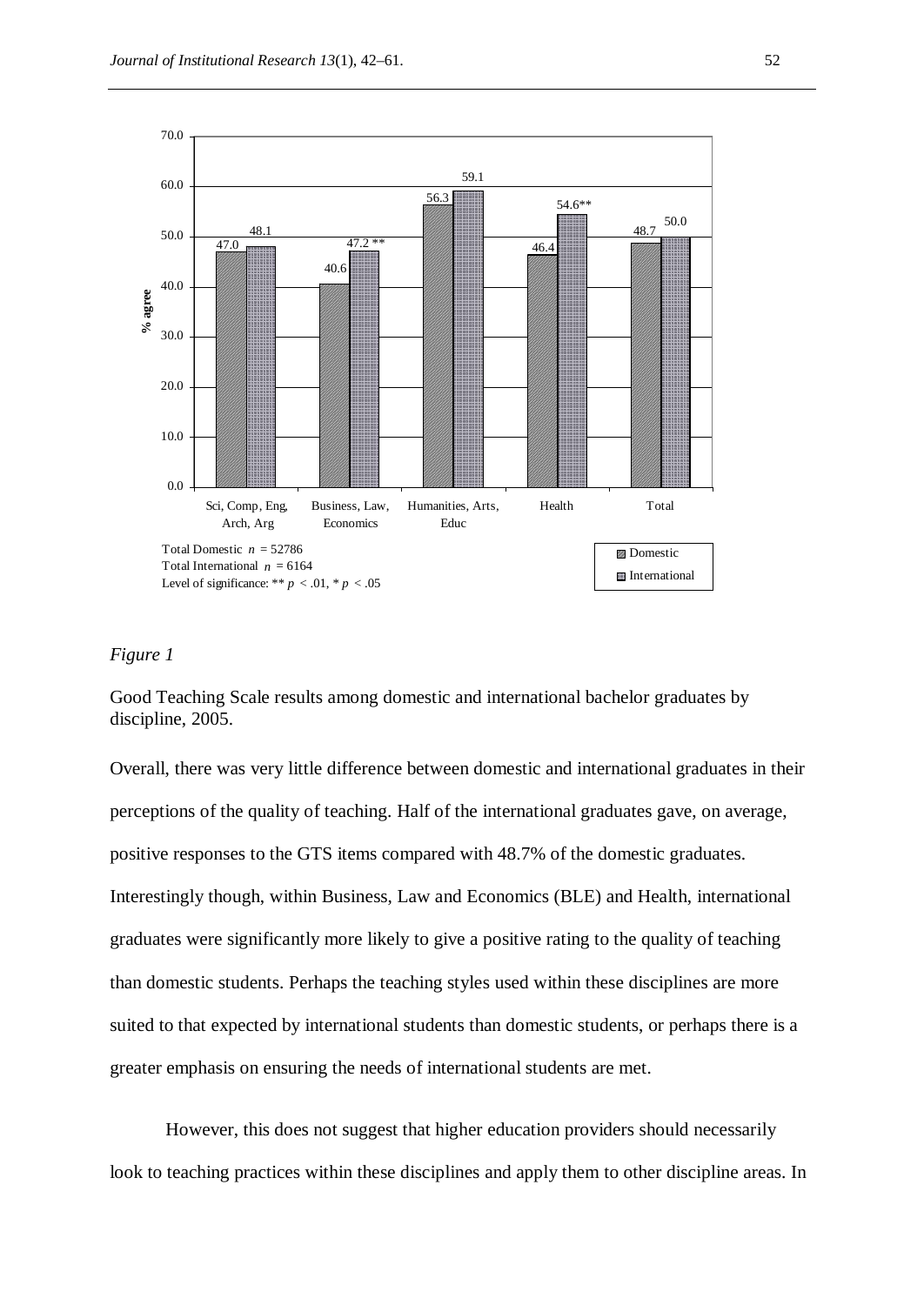| | Sci, Comp, Eng, Arch, Arg | Business, Law, Economics | Humanities, Arts, Educ | Health | Total |
|---|---|---|---|---|---|
| Domestic | 47.0 | 40.6 | 56.3 | 46.4 | 48.7 |
| International | 48.1 | 47.2 ** | 59.1 | 54.6** | 50.0 |

% agree

Total Domestic $n$ = 52786
Total International $n$ = 6164
Level of significance: ** $p < .01$, * $p < .05$

*Figure 1*

Good Teaching Scale results among domestic and international bachelor graduates by discipline, 2005.

Overall, there was very little difference between domestic and international graduates in their perceptions of the quality of teaching. Half of the international graduates gave, on average, positive responses to the GTS items compared with 48.7% of the domestic graduates. Interestingly though, within Business, Law and Economics (BLE) and Health, international graduates were significantly more likely to give a positive rating to the quality of teaching than domestic students. Perhaps the teaching styles used within these disciplines are more suited to that expected by international students than domestic students, or perhaps there is a greater emphasis on ensuring the needs of international students are met.

However, this does not suggest that higher education providers should necessarily look to teaching practices within these disciplines and apply them to other discipline areas. In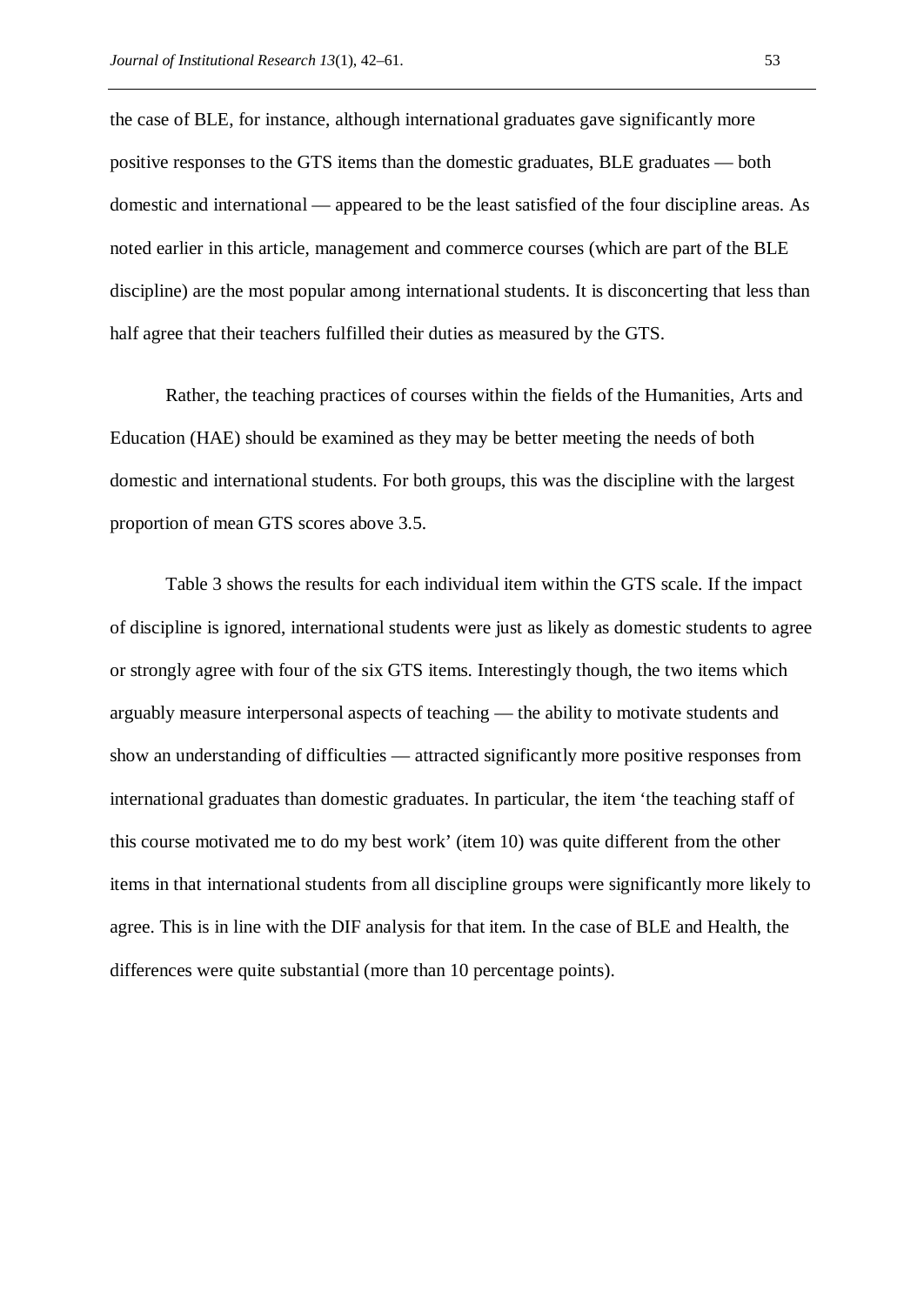the case of BLE, for instance, although international graduates gave significantly more positive responses to the GTS items than the domestic graduates, BLE graduates — both domestic and international — appeared to be the least satisfied of the four discipline areas. As noted earlier in this article, management and commerce courses (which are part of the BLE discipline) are the most popular among international students. It is disconcerting that less than half agree that their teachers fulfilled their duties as measured by the GTS.

Rather, the teaching practices of courses within the fields of the Humanities, Arts and Education (HAE) should be examined as they may be better meeting the needs of both domestic and international students. For both groups, this was the discipline with the largest proportion of mean GTS scores above 3.5.

Table 3 shows the results for each individual item within the GTS scale. If the impact of discipline is ignored, international students were just as likely as domestic students to agree or strongly agree with four of the six GTS items. Interestingly though, the two items which arguably measure interpersonal aspects of teaching — the ability to motivate students and show an understanding of difficulties — attracted significantly more positive responses from international graduates than domestic graduates. In particular, the item 'the teaching staff of this course motivated me to do my best work' (item 10) was quite different from the other items in that international students from all discipline groups were significantly more likely to agree. This is in line with the DIF analysis for that item. In the case of BLE and Health, the differences were quite substantial (more than 10 percentage points).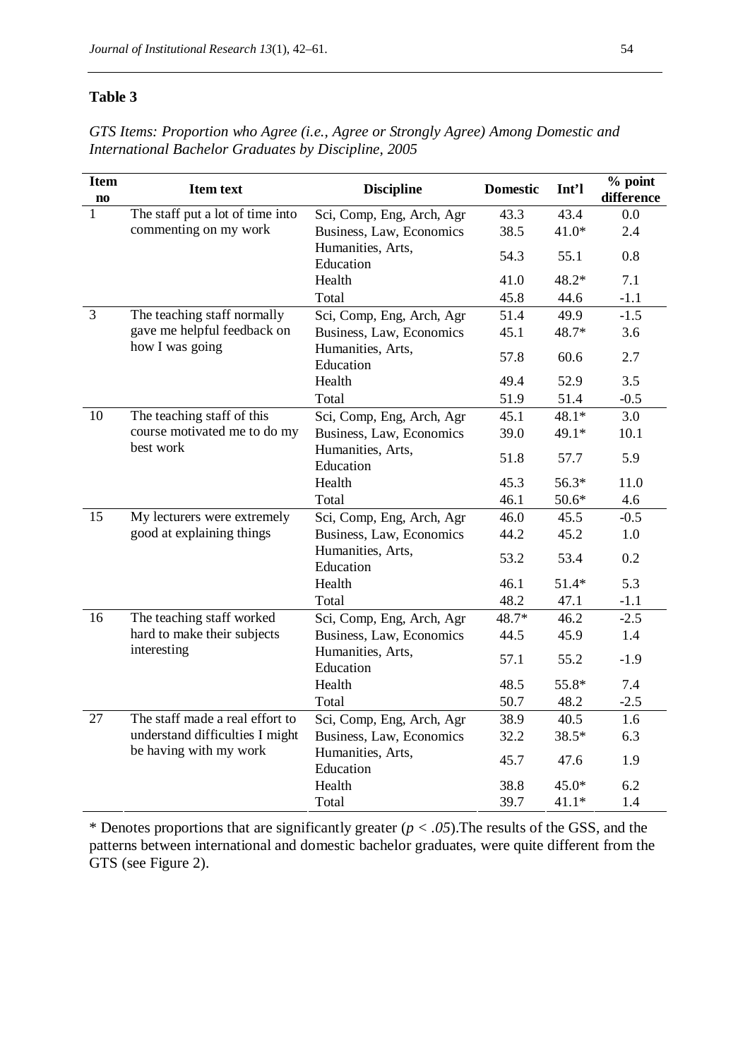**Table 3**

*GTS Items: Proportion who Agree (i.e., Agree or Strongly Agree) Among Domestic and International Bachelor Graduates by Discipline, 2005*

| Item no | Item text | Discipline | Domestic | Int'l | % point difference |
|---|---|---|---|---|---|
| 1 | The staff put a lot of time into commenting on my work | Sci, Comp, Eng, Arch, Agr | 43.3 | 43.4 | 0.0 |
| | | Business, Law, Economics | 38.5 | 41.0* | 2.4 |
| | | Humanities, Arts, Education | 54.3 | 55.1 | 0.8 |
| | | Health | 41.0 | 48.2* | 7.1 |
| | | Total | 45.8 | 44.6 | -1.1 |
| 3 | The teaching staff normally gave me helpful feedback on how I was going | Sci, Comp, Eng, Arch, Agr | 51.4 | 49.9 | -1.5 |
| | | Business, Law, Economics | 45.1 | 48.7* | 3.6 |
| | | Humanities, Arts, Education | 57.8 | 60.6 | 2.7 |
| | | Health | 49.4 | 52.9 | 3.5 |
| | | Total | 51.9 | 51.4 | -0.5 |
| 10 | The teaching staff of this course motivated me to do my best work | Sci, Comp, Eng, Arch, Agr | 45.1 | 48.1* | 3.0 |
| | | Business, Law, Economics | 39.0 | 49.1* | 10.1 |
| | | Humanities, Arts, Education | 51.8 | 57.7 | 5.9 |
| | | Health | 45.3 | 56.3* | 11.0 |
| | | Total | 46.1 | 50.6* | 4.6 |
| 15 | My lecturers were extremely good at explaining things | Sci, Comp, Eng, Arch, Agr | 46.0 | 45.5 | -0.5 |
| | | Business, Law, Economics | 44.2 | 45.2 | 1.0 |
| | | Humanities, Arts, Education | 53.2 | 53.4 | 0.2 |
| | | Health | 46.1 | 51.4* | 5.3 |
| | | Total | 48.2 | 47.1 | -1.1 |
| 16 | The teaching staff worked hard to make their subjects interesting | Sci, Comp, Eng, Arch, Agr | 48.7* | 46.2 | -2.5 |
| | | Business, Law, Economics | 44.5 | 45.9 | 1.4 |
| | | Humanities, Arts, Education | 57.1 | 55.2 | -1.9 |
| | | Health | 48.5 | 55.8* | 7.4 |
| | | Total | 50.7 | 48.2 | -2.5 |
| 27 | The staff made a real effort to understand difficulties I might be having with my work | Sci, Comp, Eng, Arch, Agr | 38.9 | 40.5 | 1.6 |
| | | Business, Law, Economics | 32.2 | 38.5* | 6.3 |
| | | Humanities, Arts, Education | 45.7 | 47.6 | 1.9 |
| | | Health | 38.8 | 45.0* | 6.2 |
| | | Total | 39.7 | 41.1* | 1.4 |

* Denotes proportions that are significantly greater ($p < .05$).The results of the GSS, and the patterns between international and domestic bachelor graduates, were quite different from the GTS (see Figure 2).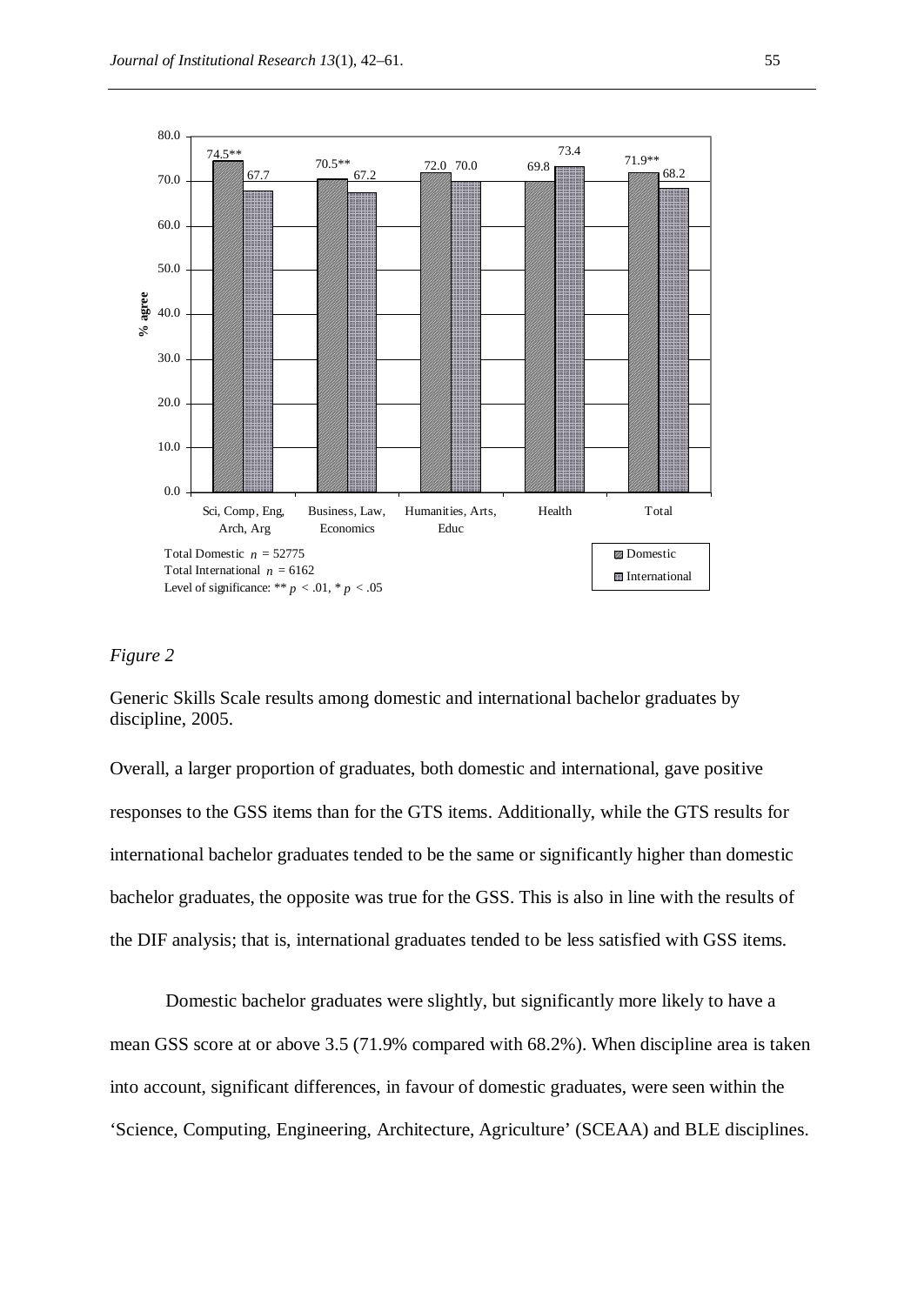| | Sci, Comp, Eng, Arch, Arg | Business, Law, Economics | Humanities, Arts, Educ | Health | Total |
|---|---|---|---|---|---|
| Domestic | 74.5** | 70.5** | 72.0 | 69.8 | 71.9** |
| International | 67.7 | 67.2 | 70.0 | 73.4 | 68.2 |

% agree

Total Domestic $n$ = 52775
Total International $n$ = 6162
Level of significance: ** $p$ < .01, * $p$ < .05

*Figure 2*

Generic Skills Scale results among domestic and international bachelor graduates by discipline, 2005.

Overall, a larger proportion of graduates, both domestic and international, gave positive responses to the GSS items than for the GTS items. Additionally, while the GTS results for international bachelor graduates tended to be the same or significantly higher than domestic bachelor graduates, the opposite was true for the GSS. This is also in line with the results of the DIF analysis; that is, international graduates tended to be less satisfied with GSS items.

Domestic bachelor graduates were slightly, but significantly more likely to have a mean GSS score at or above 3.5 (71.9% compared with 68.2%). When discipline area is taken into account, significant differences, in favour of domestic graduates, were seen within the 'Science, Computing, Engineering, Architecture, Agriculture' (SCEAA) and BLE disciplines.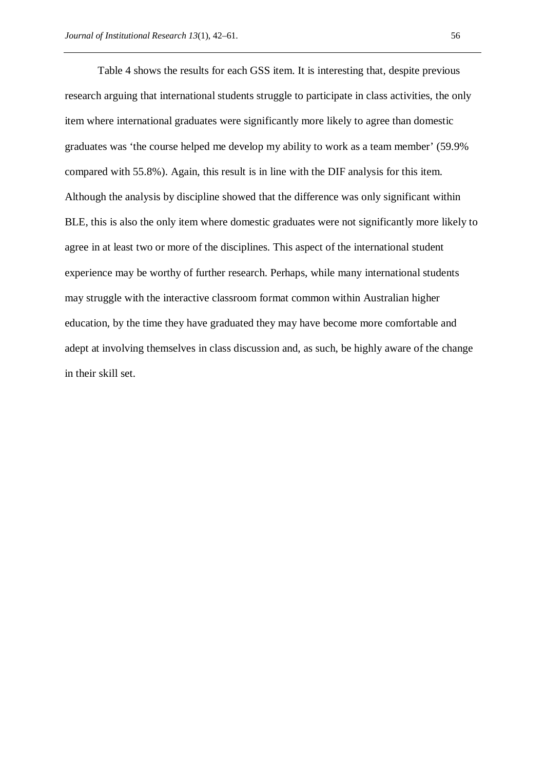Table 4 shows the results for each GSS item. It is interesting that, despite previous research arguing that international students struggle to participate in class activities, the only item where international graduates were significantly more likely to agree than domestic graduates was 'the course helped me develop my ability to work as a team member' (59.9% compared with 55.8%). Again, this result is in line with the DIF analysis for this item. Although the analysis by discipline showed that the difference was only significant within BLE, this is also the only item where domestic graduates were not significantly more likely to agree in at least two or more of the disciplines. This aspect of the international student experience may be worthy of further research. Perhaps, while many international students may struggle with the interactive classroom format common within Australian higher education, by the time they have graduated they may have become more comfortable and adept at involving themselves in class discussion and, as such, be highly aware of the change in their skill set.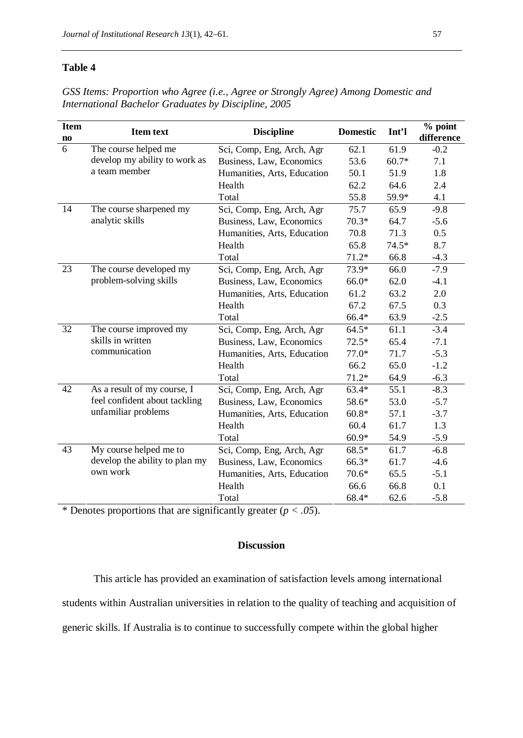**Table 4**

*GSS Items: Proportion who Agree (i.e., Agree or Strongly Agree) Among Domestic and International Bachelor Graduates by Discipline, 2005*

| Item no | Item text | Discipline | Domestic | Int'l | % point difference |
|---|---|---|---|---|---|
| 6 | The course helped me develop my ability to work as a team member | Sci, Comp, Eng, Arch, Agr | 62.1 | 61.9 | -0.2 |
| | | Business, Law, Economics | 53.6 | 60.7* | 7.1 |
| | | Humanities, Arts, Education | 50.1 | 51.9 | 1.8 |
| | | Health | 62.2 | 64.6 | 2.4 |
| | | Total | 55.8 | 59.9* | 4.1 |
| 14 | The course sharpened my analytic skills | Sci, Comp, Eng, Arch, Agr | 75.7 | 65.9 | -9.8 |
| | | Business, Law, Economics | 70.3* | 64.7 | -5.6 |
| | | Humanities, Arts, Education | 70.8 | 71.3 | 0.5 |
| | | Health | 65.8 | 74.5* | 8.7 |
| | | Total | 71.2* | 66.8 | -4.3 |
| 23 | The course developed my problem-solving skills | Sci, Comp, Eng, Arch, Agr | 73.9* | 66.0 | -7.9 |
| | | Business, Law, Economics | 66.0* | 62.0 | -4.1 |
| | | Humanities, Arts, Education | 61.2 | 63.2 | 2.0 |
| | | Health | 67.2 | 67.5 | 0.3 |
| | | Total | 66.4* | 63.9 | -2.5 |
| 32 | The course improved my skills in written communication | Sci, Comp, Eng, Arch, Agr | 64.5* | 61.1 | -3.4 |
| | | Business, Law, Economics | 72.5* | 65.4 | -7.1 |
| | | Humanities, Arts, Education | 77.0* | 71.7 | -5.3 |
| | | Health | 66.2 | 65.0 | -1.2 |
| | | Total | 71.2* | 64.9 | -6.3 |
| 42 | As a result of my course, I feel confident about tackling unfamiliar problems | Sci, Comp, Eng, Arch, Agr | 63.4* | 55.1 | -8.3 |
| | | Business, Law, Economics | 58.6* | 53.0 | -5.7 |
| | | Humanities, Arts, Education | 60.8* | 57.1 | -3.7 |
| | | Health | 60.4 | 61.7 | 1.3 |
| | | Total | 60.9* | 54.9 | -5.9 |
| 43 | My course helped me to develop the ability to plan my own work | Sci, Comp, Eng, Arch, Agr | 68.5* | 61.7 | -6.8 |
| | | Business, Law, Economics | 66.3* | 61.7 | -4.6 |
| | | Humanities, Arts, Education | 70.6* | 65.5 | -5.1 |
| | | Health | 66.6 | 66.8 | 0.1 |
| | | Total | 68.4* | 62.6 | -5.8 |

\* Denotes proportions that are significantly greater ($p < .05$).

## Discussion

This article has provided an examination of satisfaction levels among international students within Australian universities in relation to the quality of teaching and acquisition of generic skills. If Australia is to continue to successfully compete within the global higher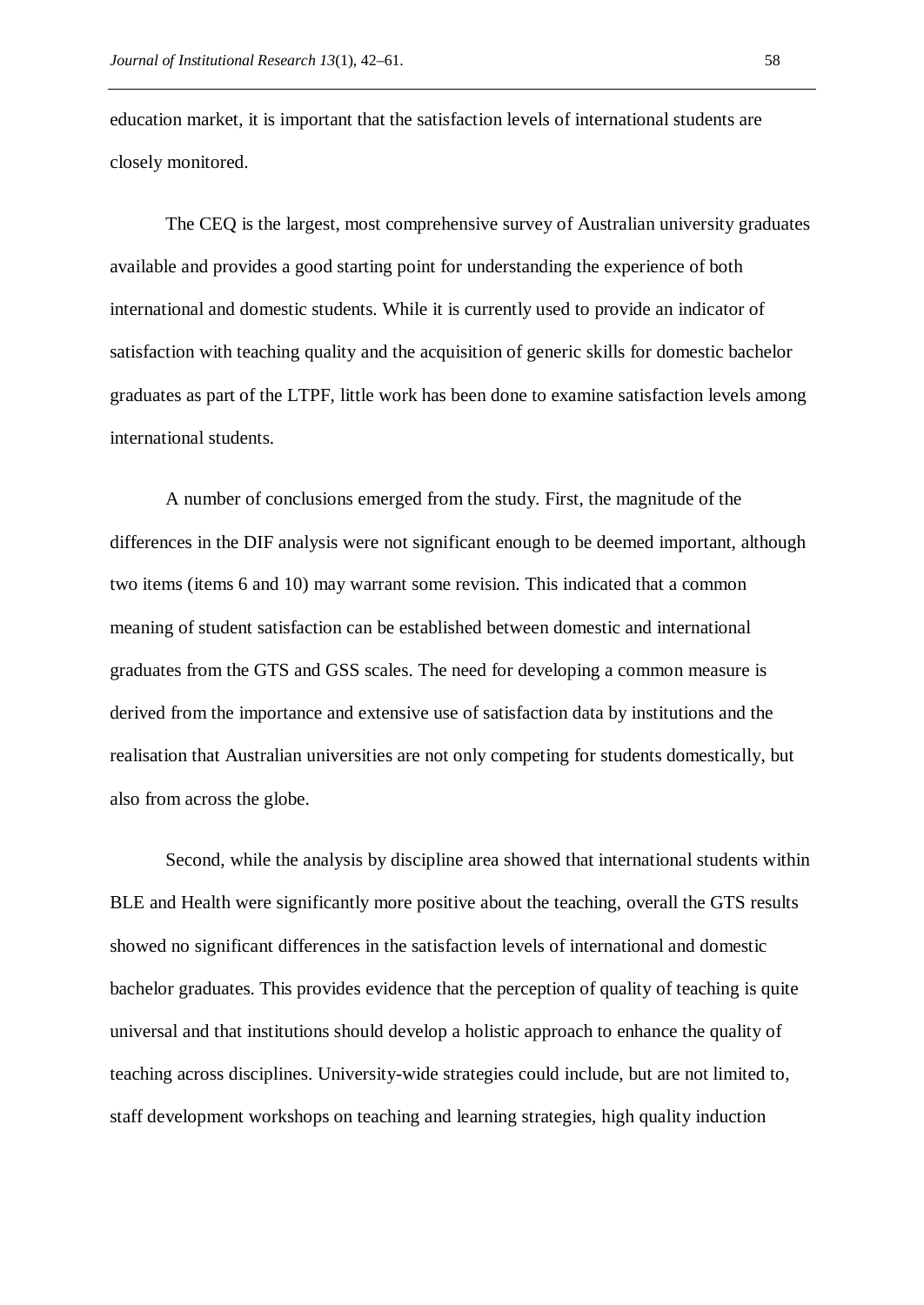education market, it is important that the satisfaction levels of international students are closely monitored.

The CEQ is the largest, most comprehensive survey of Australian university graduates available and provides a good starting point for understanding the experience of both international and domestic students. While it is currently used to provide an indicator of satisfaction with teaching quality and the acquisition of generic skills for domestic bachelor graduates as part of the LTPF, little work has been done to examine satisfaction levels among international students.

A number of conclusions emerged from the study. First, the magnitude of the differences in the DIF analysis were not significant enough to be deemed important, although two items (items 6 and 10) may warrant some revision. This indicated that a common meaning of student satisfaction can be established between domestic and international graduates from the GTS and GSS scales. The need for developing a common measure is derived from the importance and extensive use of satisfaction data by institutions and the realisation that Australian universities are not only competing for students domestically, but also from across the globe.

Second, while the analysis by discipline area showed that international students within BLE and Health were significantly more positive about the teaching, overall the GTS results showed no significant differences in the satisfaction levels of international and domestic bachelor graduates. This provides evidence that the perception of quality of teaching is quite universal and that institutions should develop a holistic approach to enhance the quality of teaching across disciplines. University-wide strategies could include, but are not limited to, staff development workshops on teaching and learning strategies, high quality induction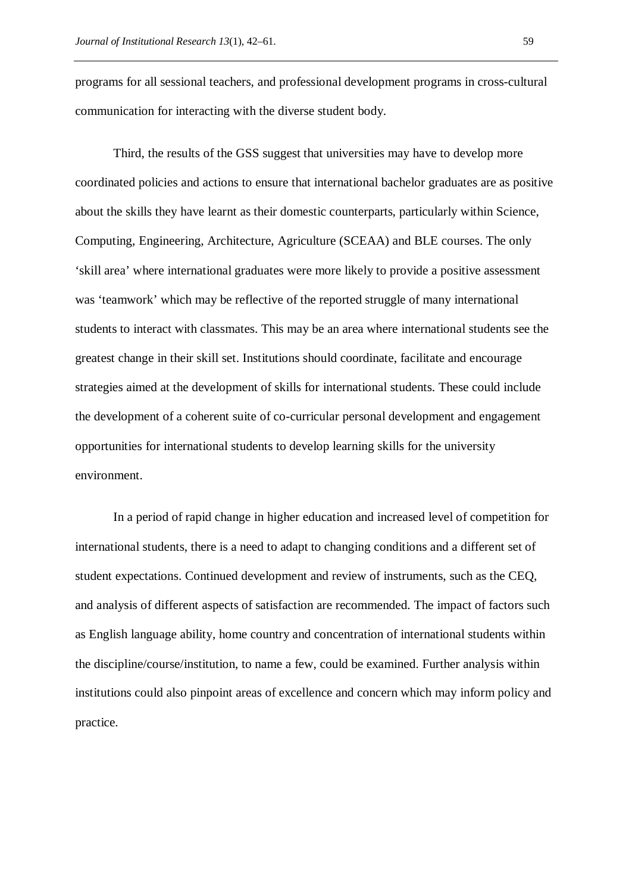programs for all sessional teachers, and professional development programs in cross-cultural communication for interacting with the diverse student body.

Third, the results of the GSS suggest that universities may have to develop more coordinated policies and actions to ensure that international bachelor graduates are as positive about the skills they have learnt as their domestic counterparts, particularly within Science, Computing, Engineering, Architecture, Agriculture (SCEAA) and BLE courses. The only 'skill area' where international graduates were more likely to provide a positive assessment was 'teamwork' which may be reflective of the reported struggle of many international students to interact with classmates. This may be an area where international students see the greatest change in their skill set. Institutions should coordinate, facilitate and encourage strategies aimed at the development of skills for international students. These could include the development of a coherent suite of co-curricular personal development and engagement opportunities for international students to develop learning skills for the university environment.

In a period of rapid change in higher education and increased level of competition for international students, there is a need to adapt to changing conditions and a different set of student expectations. Continued development and review of instruments, such as the CEQ, and analysis of different aspects of satisfaction are recommended. The impact of factors such as English language ability, home country and concentration of international students within the discipline/course/institution, to name a few, could be examined. Further analysis within institutions could also pinpoint areas of excellence and concern which may inform policy and practice.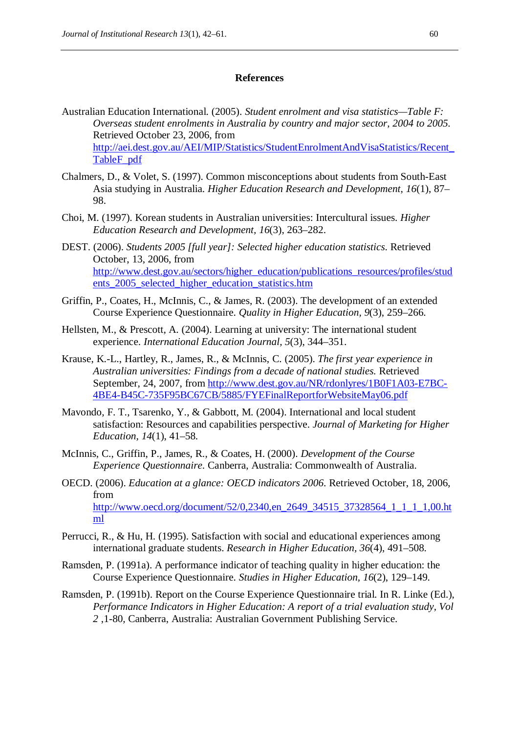## References

Australian Education International. (2005). *Student enrolment and visa statistics—Table F: Overseas student enrolments in Australia by country and major sector, 2004 to 2005*. Retrieved October 23, 2006, from http://aei.dest.gov.au/AEI/MIP/Statistics/StudentEnrolmentAndVisaStatistics/Recent_TableF_pdf

Chalmers, D., & Volet, S. (1997). Common misconceptions about students from South-East Asia studying in Australia. *Higher Education Research and Development, 16*(1), 87–98.

Choi, M. (1997). Korean students in Australian universities: Intercultural issues. *Higher Education Research and Development, 16*(3), 263–282.

DEST. (2006). *Students 2005 [full year]: Selected higher education statistics.* Retrieved October, 13, 2006, from http://www.dest.gov.au/sectors/higher_education/publications_resources/profiles/students_2005_selected_higher_education_statistics.htm

Griffin, P., Coates, H., McInnis, C., & James, R. (2003). The development of an extended Course Experience Questionnaire. *Quality in Higher Education, 9*(3), 259–266.

Hellsten, M., & Prescott, A. (2004). Learning at university: The international student experience. *International Education Journal, 5*(3), 344–351.

Krause, K.-L., Hartley, R., James, R., & McInnis, C. (2005). *The first year experience in Australian universities: Findings from a decade of national studies.* Retrieved September, 24, 2007, from http://www.dest.gov.au/NR/rdonlyres/1B0F1A03-E7BC-4BE4-B45C-735F95BC67CB/5885/FYEFinalReportforWebsiteMay06.pdf

Mavondo, F. T., Tsarenko, Y., & Gabbott, M. (2004). International and local student satisfaction: Resources and capabilities perspective. *Journal of Marketing for Higher Education, 14*(1), 41–58.

McInnis, C., Griffin, P., James, R., & Coates, H. (2000). *Development of the Course Experience Questionnaire*. Canberra, Australia: Commonwealth of Australia.

OECD. (2006). *Education at a glance: OECD indicators 2006*. Retrieved October, 18, 2006, from http://www.oecd.org/document/52/0,2340,en_2649_34515_37328564_1_1_1_1,00.html

Perrucci, R., & Hu, H. (1995). Satisfaction with social and educational experiences among international graduate students. *Research in Higher Education, 36*(4), 491–508.

Ramsden, P. (1991a). A performance indicator of teaching quality in higher education: the Course Experience Questionnaire. *Studies in Higher Education, 16*(2), 129–149.

Ramsden, P. (1991b). Report on the Course Experience Questionnaire trial. In R. Linke (Ed.), *Performance Indicators in Higher Education: A report of a trial evaluation study, Vol 2* ,1-80, Canberra, Australia: Australian Government Publishing Service.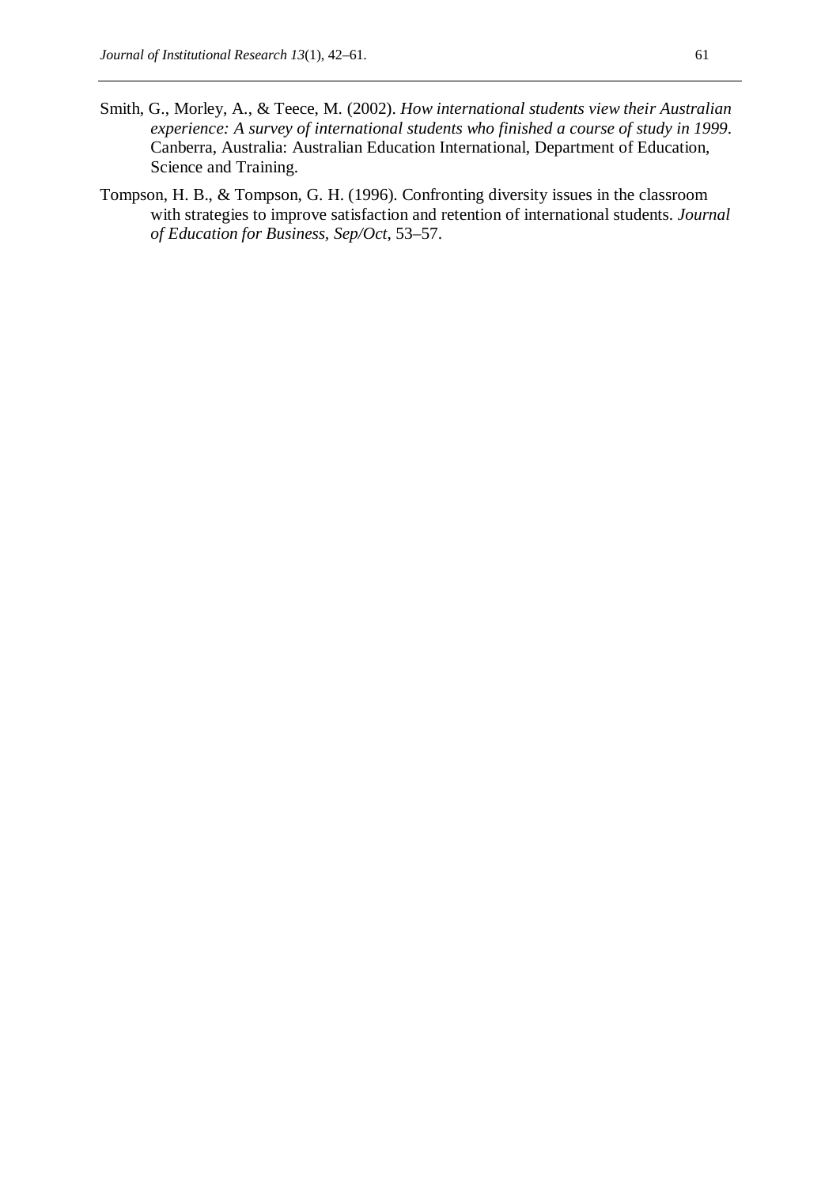Smith, G., Morley, A., & Teece, M. (2002). *How international students view their Australian experience: A survey of international students who finished a course of study in 1999*. Canberra, Australia: Australian Education International, Department of Education, Science and Training.

Tompson, H. B., & Tompson, G. H. (1996). Confronting diversity issues in the classroom with strategies to improve satisfaction and retention of international students. *Journal of Education for Business*, *Sep/Oct*, 53–57.